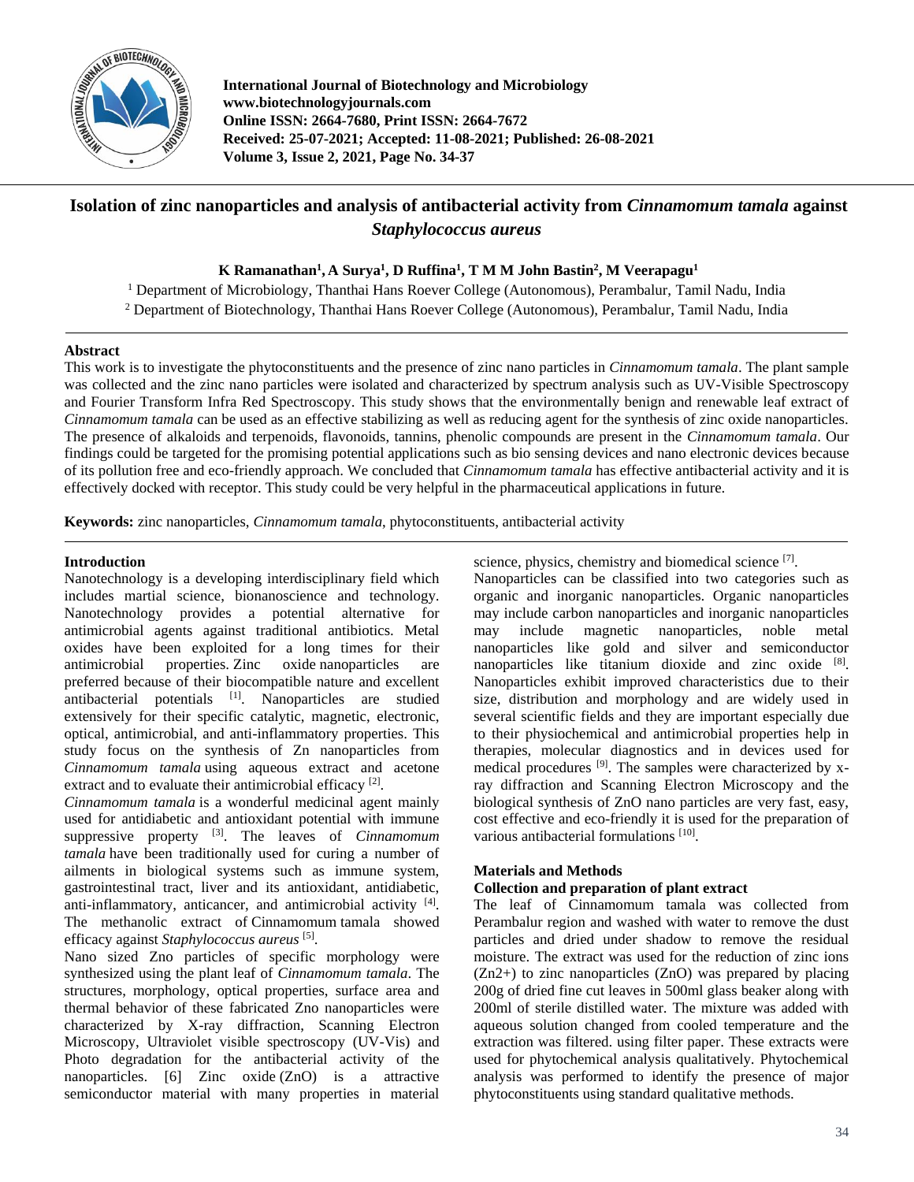# Isolation of zinc nanoparticles and analysis of antibacterial activity from *Cinnamomum tamala* against *Staphylococcus aureus*

**K Ramanathan[1], A Surya[1], D Ruffina[1], T M M John Bastin[2], M Veerapagu[1]**

[1] Department of Microbiology, Thanthai Hans Roever College (Autonomous), Perambalur, Tamil Nadu, India

[2] Department of Biotechnology, Thanthai Hans Roever College (Autonomous), Perambalur, Tamil Nadu, India

## Abstract

This work is to investigate the phytoconstituents and the presence of zinc nano particles in *Cinnamomum tamala*. The plant sample was collected and the zinc nano particles were isolated and characterized by spectrum analysis such as UV-Visible Spectroscopy and Fourier Transform Infra Red Spectroscopy. This study shows that the environmentally benign and renewable leaf extract of *Cinnamomum tamala* can be used as an effective stabilizing as well as reducing agent for the synthesis of zinc oxide nanoparticles. The presence of alkaloids and terpenoids, flavonoids, tannins, phenolic compounds are present in the *Cinnamomum tamala*. Our findings could be targeted for the promising potential applications such as bio sensing devices and nano electronic devices because of its pollution free and eco-friendly approach. We concluded that *Cinnamomum tamala* has effective antibacterial activity and it is effectively docked with receptor. This study could be very helpful in the pharmaceutical applications in future.

**Keywords:** zinc nanoparticles, *Cinnamomum tamala*, phytoconstituents, antibacterial activity

## Introduction

Nanotechnology is a developing interdisciplinary field which includes martial science, bionanoscience and technology. Nanotechnology provides a potential alternative for antimicrobial agents against traditional antibiotics. Metal oxides have been exploited for a long times for their antimicrobial properties. Zinc oxide nanoparticles are preferred because of their biocompatible nature and excellent antibacterial potentials [1]. Nanoparticles are studied extensively for their specific catalytic, magnetic, electronic, optical, antimicrobial, and anti-inflammatory properties. This study focus on the synthesis of Zn nanoparticles from *Cinnamomum tamala* using aqueous extract and acetone extract and to evaluate their antimicrobial efficacy [2].

*Cinnamomum tamala* is a wonderful medicinal agent mainly used for antidiabetic and antioxidant potential with immune suppressive property [3]. The leaves of *Cinnamomum tamala* have been traditionally used for curing a number of ailments in biological systems such as immune system, gastrointestinal tract, liver and its antioxidant, antidiabetic, anti-inflammatory, anticancer, and antimicrobial activity [4]. The methanolic extract of Cinnamomum tamala showed efficacy against *Staphylococcus aureus* [5].

Nano sized Zno particles of specific morphology were synthesized using the plant leaf of *Cinnamomum tamala*. The structures, morphology, optical properties, surface area and thermal behavior of these fabricated Zno nanoparticles were characterized by X-ray diffraction, Scanning Electron Microscopy, Ultraviolet visible spectroscopy (UV-Vis) and Photo degradation for the antibacterial activity of the nanoparticles. [6] Zinc oxide (ZnO) is a attractive semiconductor material with many properties in material science, physics, chemistry and biomedical science [7].

Nanoparticles can be classified into two categories such as organic and inorganic nanoparticles. Organic nanoparticles may include carbon nanoparticles and inorganic nanoparticles may include magnetic nanoparticles, noble metal nanoparticles like gold and silver and semiconductor nanoparticles like titanium dioxide and zinc oxide [8]. Nanoparticles exhibit improved characteristics due to their size, distribution and morphology and are widely used in several scientific fields and they are important especially due to their physiochemical and antimicrobial properties help in therapies, molecular diagnostics and in devices used for medical procedures [9]. The samples were characterized by x-ray diffraction and Scanning Electron Microscopy and the biological synthesis of ZnO nano particles are very fast, easy, cost effective and eco-friendly it is used for the preparation of various antibacterial formulations [10].

## Materials and Methods

### Collection and preparation of plant extract

The leaf of Cinnamomum tamala was collected from Perambalur region and washed with water to remove the dust particles and dried under shadow to remove the residual moisture. The extract was used for the reduction of zinc ions ($Zn^{2+}$) to zinc nanoparticles (ZnO) was prepared by placing 200g of dried fine cut leaves in 500ml glass beaker along with 200ml of sterile distilled water. The mixture was added with aqueous solution changed from cooled temperature and the extraction was filtered. using filter paper. These extracts were used for phytochemical analysis qualitatively. Phytochemical analysis was performed to identify the presence of major phytoconstituents using standard qualitative methods.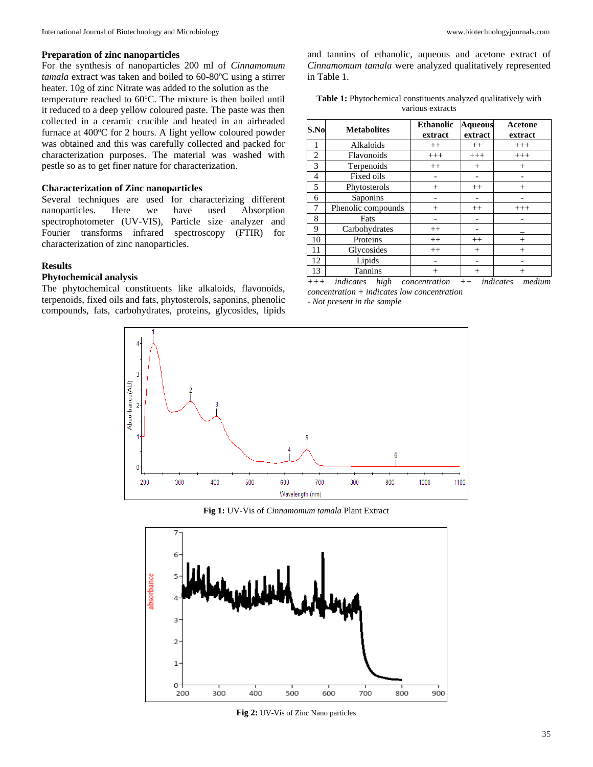### Preparation of zinc nanoparticles

For the synthesis of nanoparticles 200 ml of *Cinnamomum tamala* extract was taken and boiled to 60-80°C using a stirrer heater. 10g of zinc Nitrate was added to the solution as the temperature reached to 60°C. The mixture is then boiled until it reduced to a deep yellow coloured paste. The paste was then collected in a ceramic crucible and heated in an airheaded furnace at 400°C for 2 hours. A light yellow coloured powder was obtained and this was carefully collected and packed for characterization purposes. The material was washed with pestle so as to get finer nature for characterization.

### Characterization of Zinc nanoparticles

Several techniques are used for characterizing different nanoparticles. Here we have used Absorption spectrophotometer (UV-VIS), Particle size analyzer and Fourier transforms infrared spectroscopy (FTIR) for characterization of zinc nanoparticles.

## Results

### Phytochemical analysis

The phytochemical constituents like alkaloids, flavonoids, terpenoids, fixed oils and fats, phytosterols, saponins, phenolic compounds, fats, carbohydrates, proteins, glycosides, lipids and tannins of ethanolic, aqueous and acetone extract of *Cinnamomum tamala* were analyzed qualitatively represented in Table 1.

**Table 1:** Phytochemical constituents analyzed qualitatively with various extracts

| S.No | Metabolites | Ethanolic extract | Aqueous extract | Acetone extract |
|---|---|---|---|---|
| 1 | Alkaloids | ++ | ++ | +++ |
| 2 | Flavonoids | +++ | +++ | +++ |
| 3 | Terpenoids | ++ | + | + |
| 4 | Fixed oils | - | - | - |
| 5 | Phytosterols | + | ++ | + |
| 6 | Saponins | - | - | - |
| 7 | Phenolic compounds | + | ++ | +++ |
| 8 | Fats | - | - | - |
| 9 | Carbohydrates | ++ | - | _ |
| 10 | Proteins | ++ | ++ | + |
| 11 | Glycosides | ++ | + | + |
| 12 | Lipids | - | - | - |
| 13 | Tannins | + | + | + |

*+++ indicates high concentration ++ indicates medium concentration + indicates low concentration*
*- Not present in the sample*

**Fig 1:** UV-Vis of *Cinnamomum tamala* Plant Extract

**Fig 2:** UV-Vis of Zinc Nano particles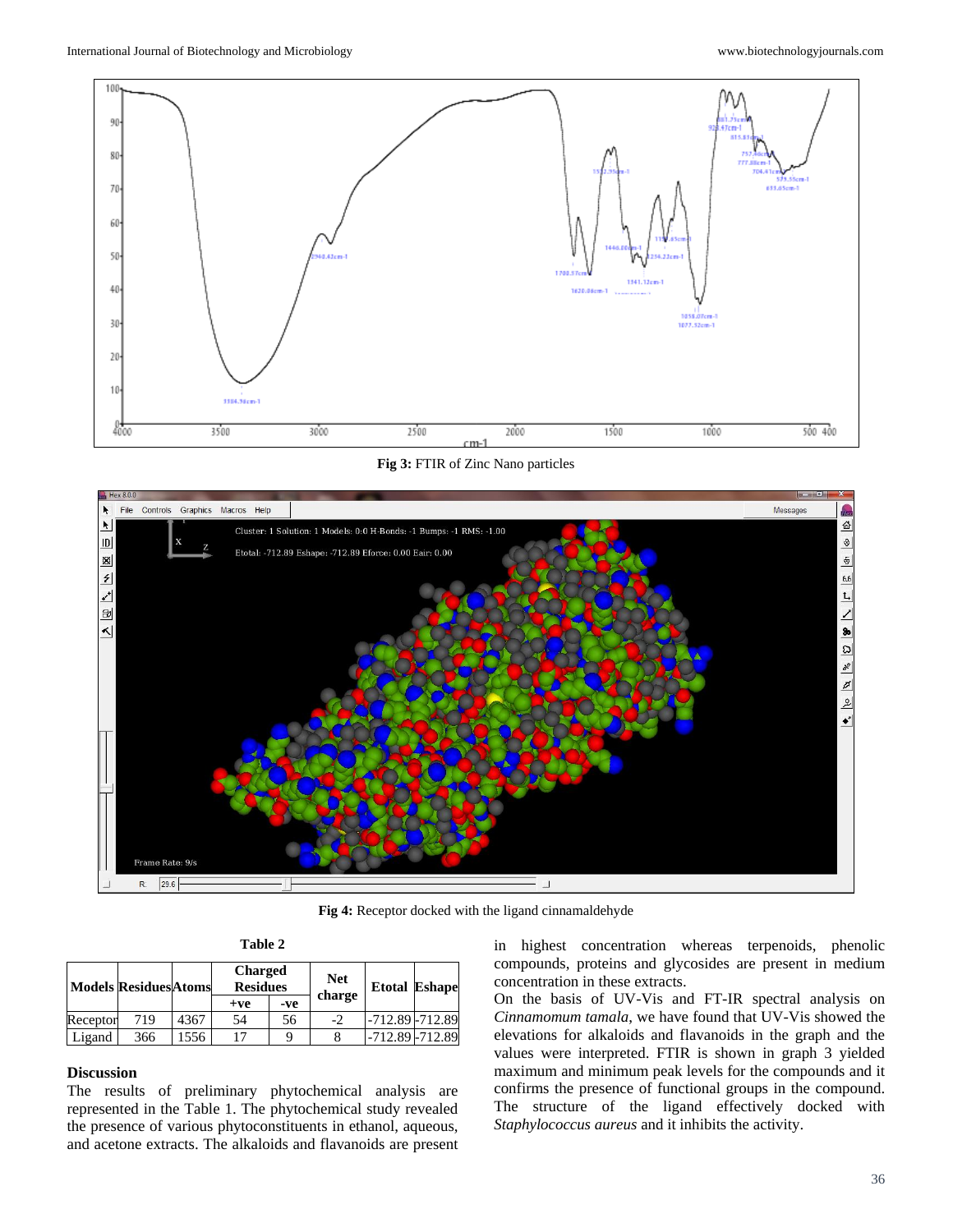**Fig 3:** FTIR of Zinc Nano particles

**Fig 4:** Receptor docked with the ligand cinnamaldehyde

**Table 2**

| Models | Residues | Atoms | Charged Residues | | Net charge | Etotal | Eshape |
|---|---|---|---|---|---|---|---|
| | | | +ve | -ve | | | |
| Receptor | 719 | 4367 | 54 | 56 | -2 | -712.89 | -712.89 |
| Ligand | 366 | 1556 | 17 | 9 | 8 | -712.89 | -712.89 |

## Discussion

The results of preliminary phytochemical analysis are represented in the Table 1. The phytochemical study revealed the presence of various phytoconstituents in ethanol, aqueous, and acetone extracts. The alkaloids and flavanoids are present in highest concentration whereas terpenoids, phenolic compounds, proteins and glycosides are present in medium concentration in these extracts.

On the basis of UV-Vis and FT-IR spectral analysis on *Cinnamomum tamala*, we have found that UV-Vis showed the elevations for alkaloids and flavanoids in the graph and the values were interpreted. FTIR is shown in graph 3 yielded maximum and minimum peak levels for the compounds and it confirms the presence of functional groups in the compound. The structure of the ligand effectively docked with *Staphylococcus aureus* and it inhibits the activity.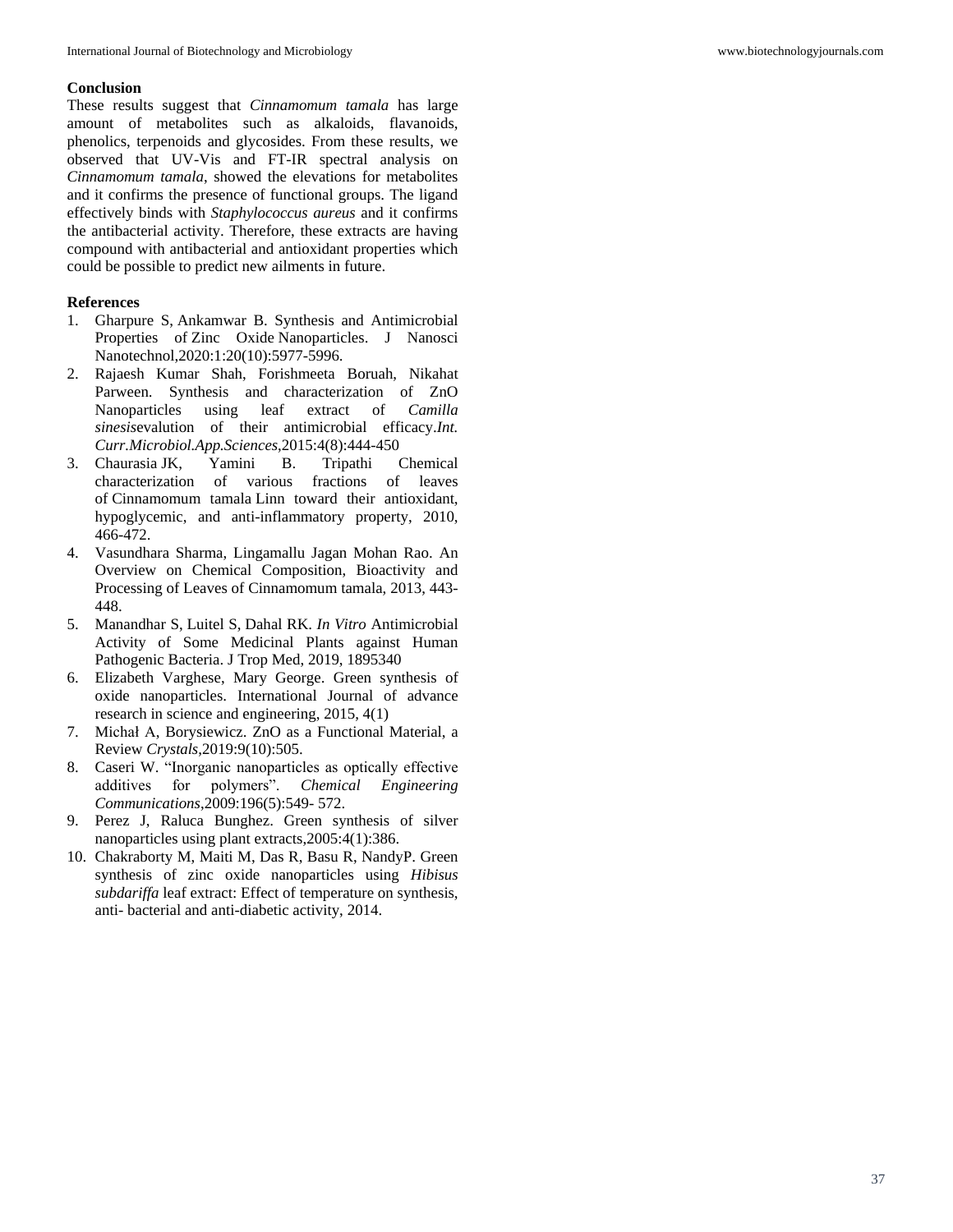## Conclusion

These results suggest that *Cinnamomum tamala* has large amount of metabolites such as alkaloids, flavanoids, phenolics, terpenoids and glycosides. From these results, we observed that UV-Vis and FT-IR spectral analysis on *Cinnamomum tamala*, showed the elevations for metabolites and it confirms the presence of functional groups. The ligand effectively binds with *Staphylococcus aureus* and it confirms the antibacterial activity. Therefore, these extracts are having compound with antibacterial and antioxidant properties which could be possible to predict new ailments in future.

## References

1. Gharpure S, Ankamwar B. Synthesis and Antimicrobial Properties of Zinc Oxide Nanoparticles. J Nanosci Nanotechnol,2020:1:20(10):5977-5996.
2. Rajaesh Kumar Shah, Forishmeeta Boruah, Nikahat Parween. Synthesis and characterization of ZnO Nanoparticles using leaf extract of *Camilla sinesis*evalution of their antimicrobial efficacy.*Int. Curr.Microbiol.App.Sciences*,2015:4(8):444-450
3. Chaurasia JK, Yamini B. Tripathi Chemical characterization of various fractions of leaves of Cinnamomum tamala Linn toward their antioxidant, hypoglycemic, and anti-inflammatory property, 2010, 466-472.
4. Vasundhara Sharma, Lingamallu Jagan Mohan Rao. An Overview on Chemical Composition, Bioactivity and Processing of Leaves of Cinnamomum tamala, 2013, 443-448.
5. Manandhar S, Luitel S, Dahal RK. *In Vitro* Antimicrobial Activity of Some Medicinal Plants against Human Pathogenic Bacteria. J Trop Med, 2019, 1895340
6. Elizabeth Varghese, Mary George. Green synthesis of oxide nanoparticles. International Journal of advance research in science and engineering, 2015, 4(1)
7. Michał A, Borysiewicz. ZnO as a Functional Material, a Review *Crystals*,2019:9(10):505.
8. Caseri W. "Inorganic nanoparticles as optically effective additives for polymers". *Chemical Engineering Communications*,2009:196(5):549- 572.
9. Perez J, Raluca Bunghez. Green synthesis of silver nanoparticles using plant extracts,2005:4(1):386.
10. Chakraborty M, Maiti M, Das R, Basu R, NandyP. Green synthesis of zinc oxide nanoparticles using *Hibisus subdariffa* leaf extract: Effect of temperature on synthesis, anti- bacterial and anti-diabetic activity, 2014.